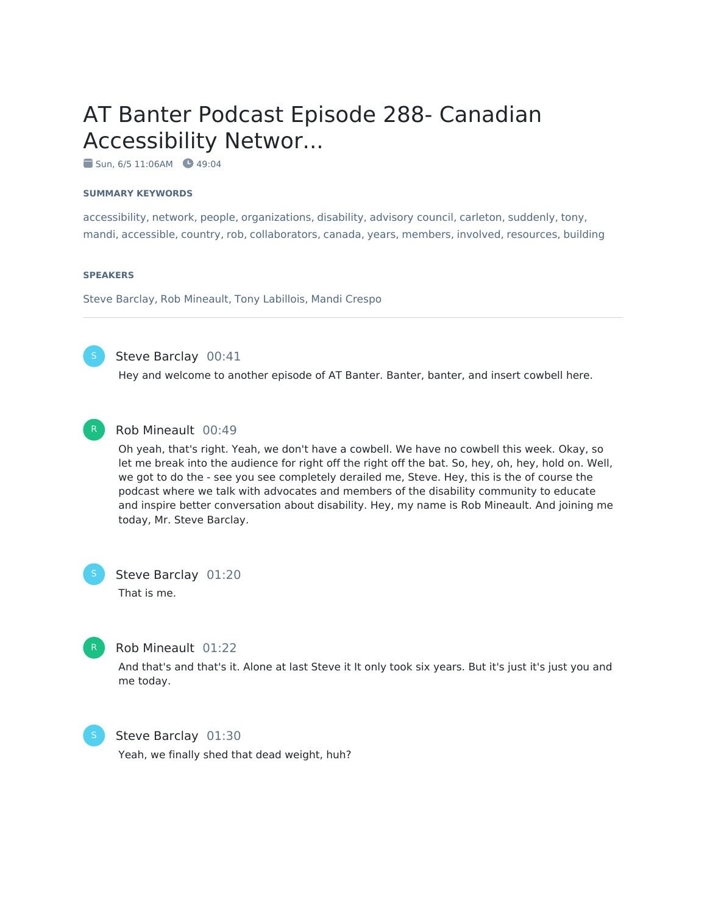# AT Banter Podcast Episode 288- Canadian Accessibility Networ...

Sun, 6/5 11:06AM 49:04

**SUMMARY KEYWORDS**

accessibility, network, people, organizations, disability, advisory council, carleton, suddenly, tony, mandi, accessible, country, rob, collaborators, canada, years, members, involved, resources, building

**SPEAKERS**

Steve Barclay, Rob Mineault, Tony Labillois, Mandi Crespo

---

**Steve Barclay** 00:41

Hey and welcome to another episode of AT Banter. Banter, banter, and insert cowbell here.

**Rob Mineault** 00:49

Oh yeah, that's right. Yeah, we don't have a cowbell. We have no cowbell this week. Okay, so let me break into the audience for right off the right off the bat. So, hey, oh, hey, hold on. Well, we got to do the - see you see completely derailed me, Steve. Hey, this is the of course the podcast where we talk with advocates and members of the disability community to educate and inspire better conversation about disability. Hey, my name is Rob Mineault. And joining me today, Mr. Steve Barclay.

**Steve Barclay** 01:20

That is me.

**Rob Mineault** 01:22

And that's and that's it. Alone at last Steve it It only took six years. But it's just it's just you and me today.

**Steve Barclay** 01:30

Yeah, we finally shed that dead weight, huh?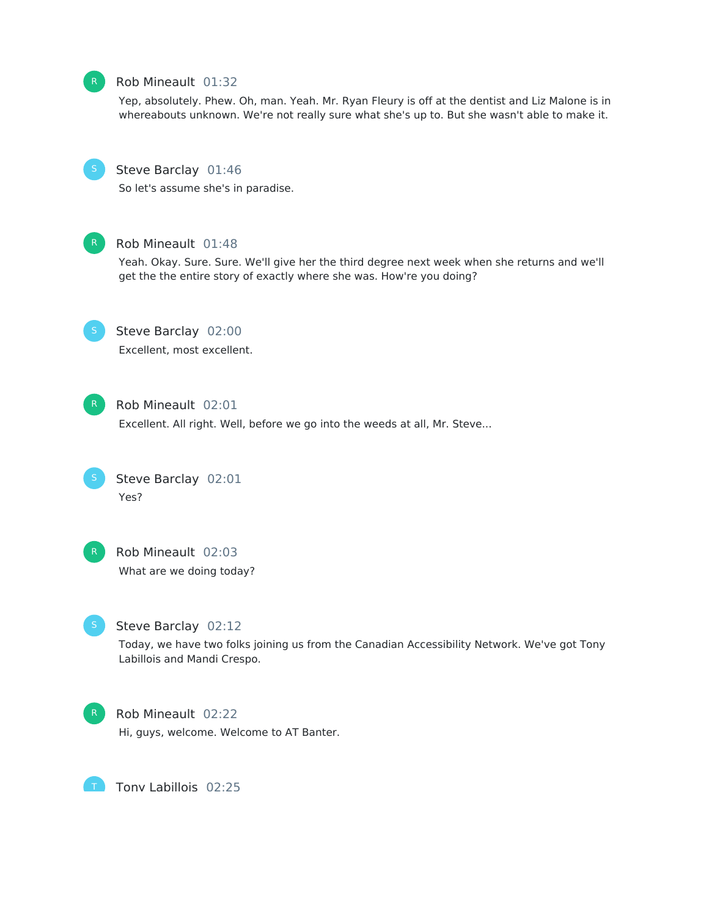**Rob Mineault** 01:32

Yep, absolutely. Phew. Oh, man. Yeah. Mr. Ryan Fleury is off at the dentist and Liz Malone is in whereabouts unknown. We're not really sure what she's up to. But she wasn't able to make it.

**Steve Barclay** 01:46

So let's assume she's in paradise.

**Rob Mineault** 01:48

Yeah. Okay. Sure. Sure. We'll give her the third degree next week when she returns and we'll get the the entire story of exactly where she was. How're you doing?

**Steve Barclay** 02:00

Excellent, most excellent.

**Rob Mineault** 02:01

Excellent. All right. Well, before we go into the weeds at all, Mr. Steve...

**Steve Barclay** 02:01

Yes?

**Rob Mineault** 02:03

What are we doing today?

**Steve Barclay** 02:12

Today, we have two folks joining us from the Canadian Accessibility Network. We've got Tony Labillois and Mandi Crespo.

**Rob Mineault** 02:22

Hi, guys, welcome. Welcome to AT Banter.

**Tony Labillois** 02:25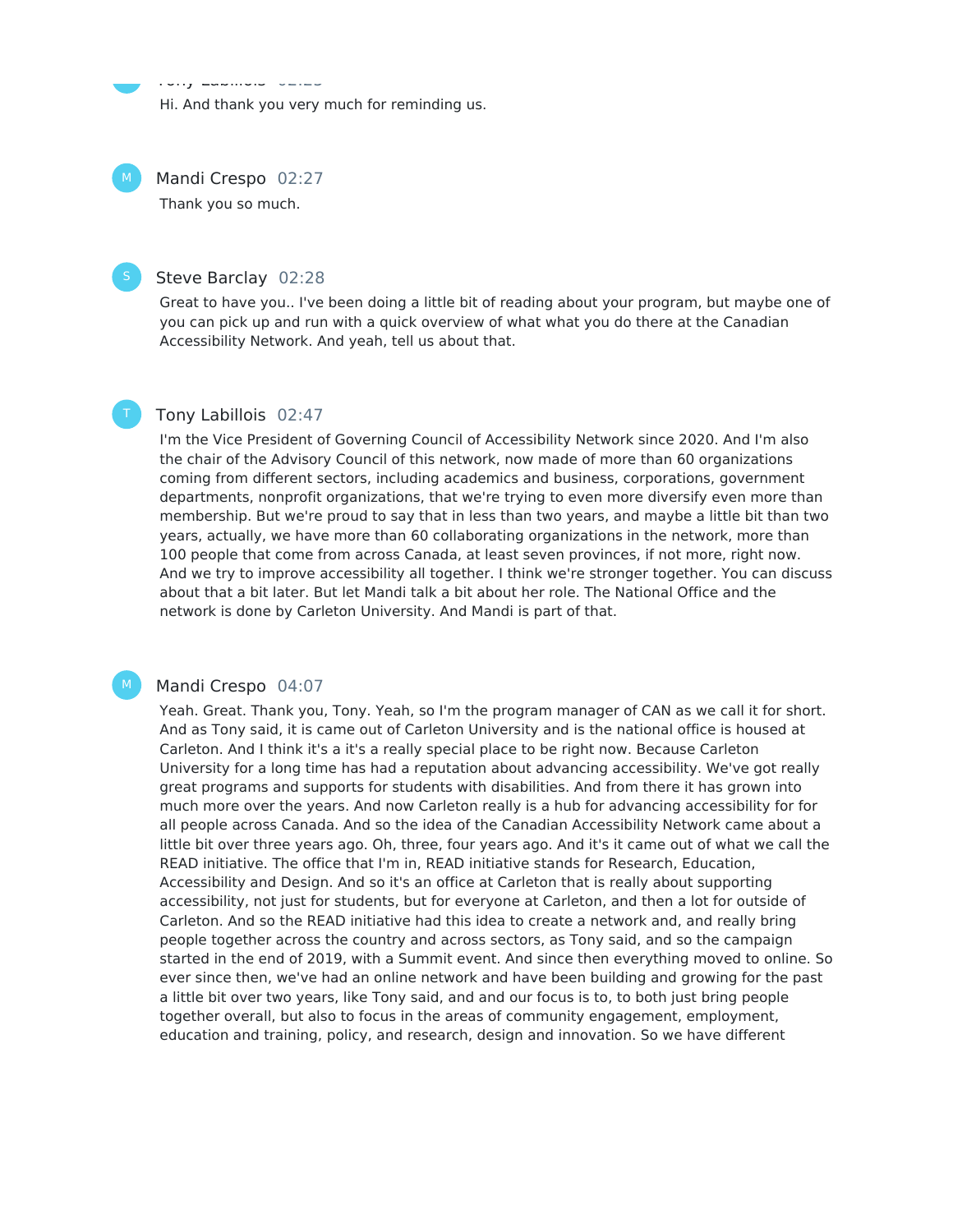Hi. And thank you very much for reminding us.

**Mandi Crespo** 02:27

Thank you so much.

**Steve Barclay** 02:28

Great to have you.. I've been doing a little bit of reading about your program, but maybe one of you can pick up and run with a quick overview of what what you do there at the Canadian Accessibility Network. And yeah, tell us about that.

**Tony Labillois** 02:47

I'm the Vice President of Governing Council of Accessibility Network since 2020. And I'm also the chair of the Advisory Council of this network, now made of more than 60 organizations coming from different sectors, including academics and business, corporations, government departments, nonprofit organizations, that we're trying to even more diversify even more than membership. But we're proud to say that in less than two years, and maybe a little bit than two years, actually, we have more than 60 collaborating organizations in the network, more than 100 people that come from across Canada, at least seven provinces, if not more, right now. And we try to improve accessibility all together. I think we're stronger together. You can discuss about that a bit later. But let Mandi talk a bit about her role. The National Office and the network is done by Carleton University. And Mandi is part of that.

**Mandi Crespo** 04:07

Yeah. Great. Thank you, Tony. Yeah, so I'm the program manager of CAN as we call it for short. And as Tony said, it is came out of Carleton University and is the national office is housed at Carleton. And I think it's a it's a really special place to be right now. Because Carleton University for a long time has had a reputation about advancing accessibility. We've got really great programs and supports for students with disabilities. And from there it has grown into much more over the years. And now Carleton really is a hub for advancing accessibility for for all people across Canada. And so the idea of the Canadian Accessibility Network came about a little bit over three years ago. Oh, three, four years ago. And it's it came out of what we call the READ initiative. The office that I'm in, READ initiative stands for Research, Education, Accessibility and Design. And so it's an office at Carleton that is really about supporting accessibility, not just for students, but for everyone at Carleton, and then a lot for outside of Carleton. And so the READ initiative had this idea to create a network and, and really bring people together across the country and across sectors, as Tony said, and so the campaign started in the end of 2019, with a Summit event. And since then everything moved to online. So ever since then, we've had an online network and have been building and growing for the past a little bit over two years, like Tony said, and and our focus is to, to both just bring people together overall, but also to focus in the areas of community engagement, employment, education and training, policy, and research, design and innovation. So we have different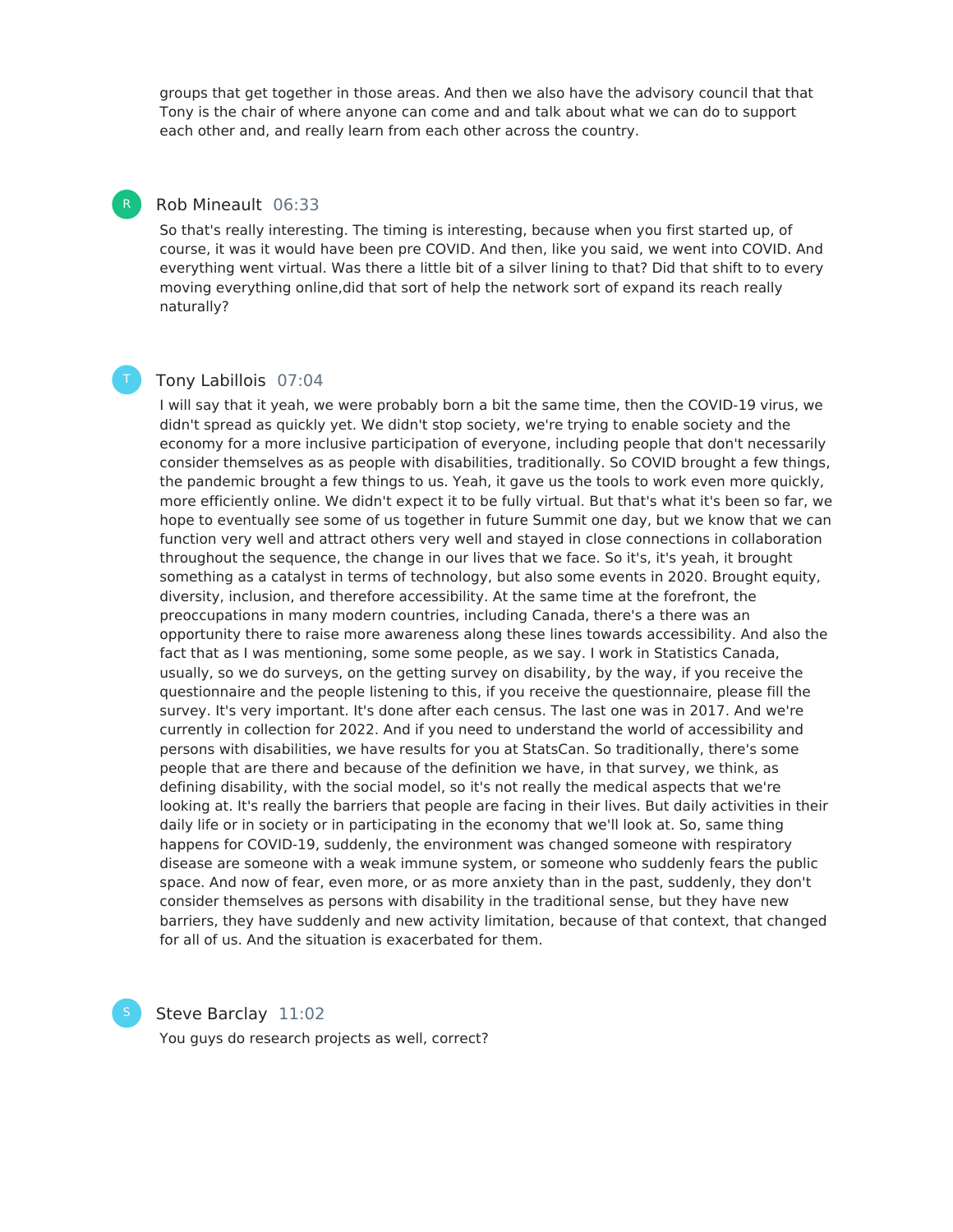groups that get together in those areas. And then we also have the advisory council that that Tony is the chair of where anyone can come and and talk about what we can do to support each other and, and really learn from each other across the country.

**Rob Mineault** 06:33

So that's really interesting. The timing is interesting, because when you first started up, of course, it was it would have been pre COVID. And then, like you said, we went into COVID. And everything went virtual. Was there a little bit of a silver lining to that? Did that shift to to every moving everything online,did that sort of help the network sort of expand its reach really naturally?

**Tony Labillois** 07:04

I will say that it yeah, we were probably born a bit the same time, then the COVID-19 virus, we didn't spread as quickly yet. We didn't stop society, we're trying to enable society and the economy for a more inclusive participation of everyone, including people that don't necessarily consider themselves as as people with disabilities, traditionally. So COVID brought a few things, the pandemic brought a few things to us. Yeah, it gave us the tools to work even more quickly, more efficiently online. We didn't expect it to be fully virtual. But that's what it's been so far, we hope to eventually see some of us together in future Summit one day, but we know that we can function very well and attract others very well and stayed in close connections in collaboration throughout the sequence, the change in our lives that we face. So it's, it's yeah, it brought something as a catalyst in terms of technology, but also some events in 2020. Brought equity, diversity, inclusion, and therefore accessibility. At the same time at the forefront, the preoccupations in many modern countries, including Canada, there's a there was an opportunity there to raise more awareness along these lines towards accessibility. And also the fact that as I was mentioning, some some people, as we say. I work in Statistics Canada, usually, so we do surveys, on the getting survey on disability, by the way, if you receive the questionnaire and the people listening to this, if you receive the questionnaire, please fill the survey. It's very important. It's done after each census. The last one was in 2017. And we're currently in collection for 2022. And if you need to understand the world of accessibility and persons with disabilities, we have results for you at StatsCan. So traditionally, there's some people that are there and because of the definition we have, in that survey, we think, as defining disability, with the social model, so it's not really the medical aspects that we're looking at. It's really the barriers that people are facing in their lives. But daily activities in their daily life or in society or in participating in the economy that we'll look at. So, same thing happens for COVID-19, suddenly, the environment was changed someone with respiratory disease are someone with a weak immune system, or someone who suddenly fears the public space. And now of fear, even more, or as more anxiety than in the past, suddenly, they don't consider themselves as persons with disability in the traditional sense, but they have new barriers, they have suddenly and new activity limitation, because of that context, that changed for all of us. And the situation is exacerbated for them.

**Steve Barclay** 11:02

You guys do research projects as well, correct?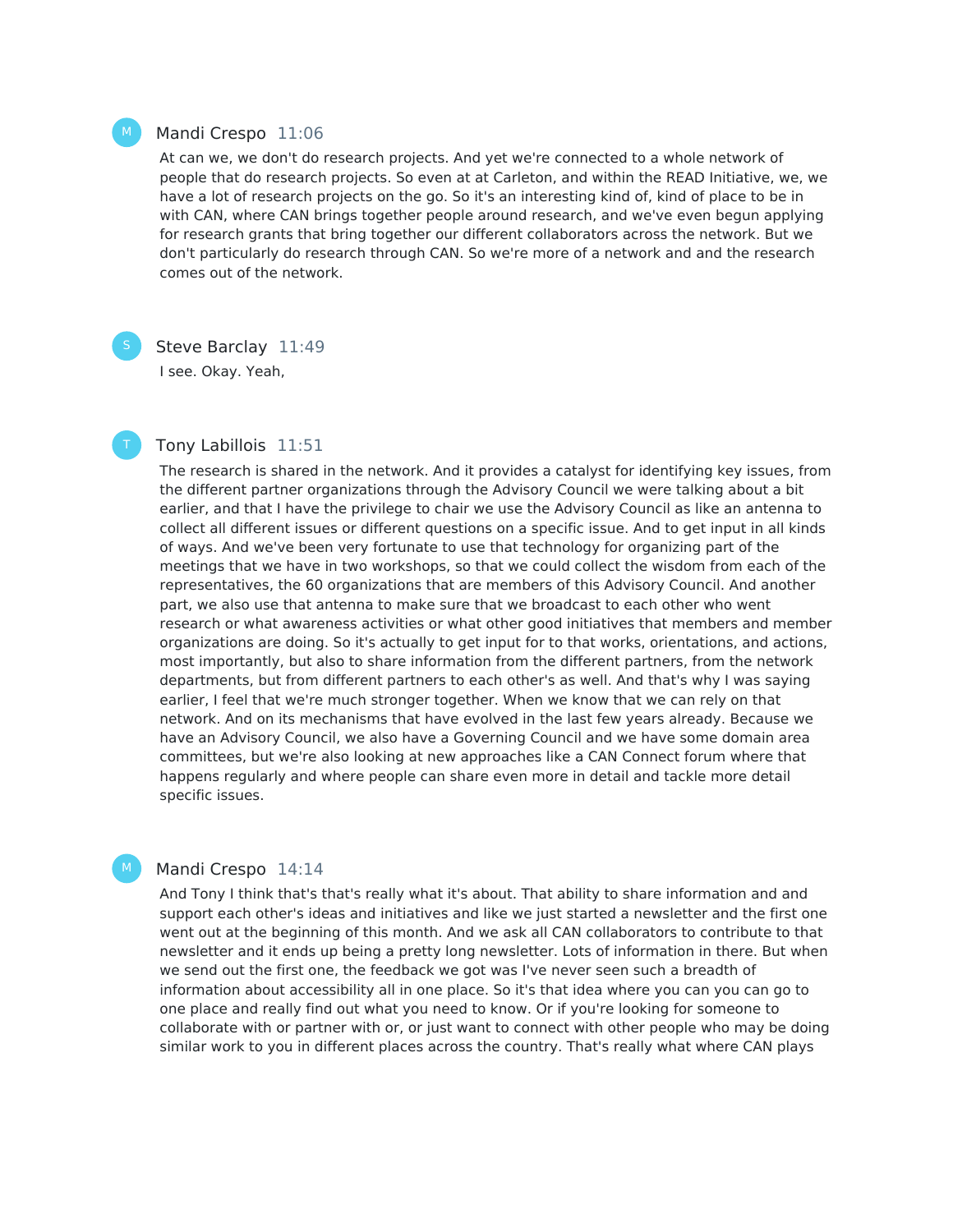**Mandi Crespo** 11:06

At can we, we don't do research projects. And yet we're connected to a whole network of people that do research projects. So even at at Carleton, and within the READ Initiative, we, we have a lot of research projects on the go. So it's an interesting kind of, kind of place to be in with CAN, where CAN brings together people around research, and we've even begun applying for research grants that bring together our different collaborators across the network. But we don't particularly do research through CAN. So we're more of a network and and the research comes out of the network.

**Steve Barclay** 11:49

I see. Okay. Yeah,

**Tony Labillois** 11:51

The research is shared in the network. And it provides a catalyst for identifying key issues, from the different partner organizations through the Advisory Council we were talking about a bit earlier, and that I have the privilege to chair we use the Advisory Council as like an antenna to collect all different issues or different questions on a specific issue. And to get input in all kinds of ways. And we've been very fortunate to use that technology for organizing part of the meetings that we have in two workshops, so that we could collect the wisdom from each of the representatives, the 60 organizations that are members of this Advisory Council. And another part, we also use that antenna to make sure that we broadcast to each other who went research or what awareness activities or what other good initiatives that members and member organizations are doing. So it's actually to get input for to that works, orientations, and actions, most importantly, but also to share information from the different partners, from the network departments, but from different partners to each other's as well. And that's why I was saying earlier, I feel that we're much stronger together. When we know that we can rely on that network. And on its mechanisms that have evolved in the last few years already. Because we have an Advisory Council, we also have a Governing Council and we have some domain area committees, but we're also looking at new approaches like a CAN Connect forum where that happens regularly and where people can share even more in detail and tackle more detail specific issues.

**Mandi Crespo** 14:14

And Tony I think that's that's really what it's about. That ability to share information and and support each other's ideas and initiatives and like we just started a newsletter and the first one went out at the beginning of this month. And we ask all CAN collaborators to contribute to that newsletter and it ends up being a pretty long newsletter. Lots of information in there. But when we send out the first one, the feedback we got was I've never seen such a breadth of information about accessibility all in one place. So it's that idea where you can you can go to one place and really find out what you need to know. Or if you're looking for someone to collaborate with or partner with or, or just want to connect with other people who may be doing similar work to you in different places across the country. That's really what where CAN plays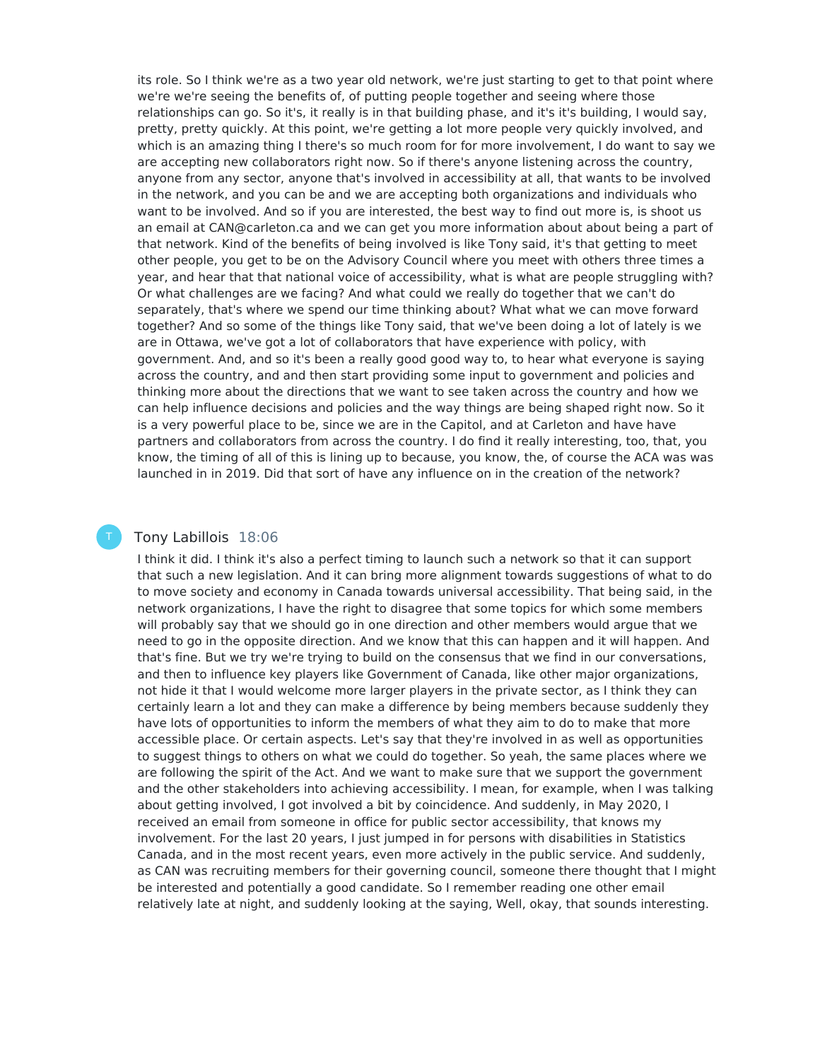its role. So I think we're as a two year old network, we're just starting to get to that point where we're we're seeing the benefits of, of putting people together and seeing where those relationships can go. So it's, it really is in that building phase, and it's it's building, I would say, pretty, pretty quickly. At this point, we're getting a lot more people very quickly involved, and which is an amazing thing I there's so much room for for more involvement, I do want to say we are accepting new collaborators right now. So if there's anyone listening across the country, anyone from any sector, anyone that's involved in accessibility at all, that wants to be involved in the network, and you can be and we are accepting both organizations and individuals who want to be involved. And so if you are interested, the best way to find out more is, is shoot us an email at CAN@carleton.ca and we can get you more information about about being a part of that network. Kind of the benefits of being involved is like Tony said, it's that getting to meet other people, you get to be on the Advisory Council where you meet with others three times a year, and hear that that national voice of accessibility, what is what are people struggling with? Or what challenges are we facing? And what could we really do together that we can't do separately, that's where we spend our time thinking about? What what we can move forward together? And so some of the things like Tony said, that we've been doing a lot of lately is we are in Ottawa, we've got a lot of collaborators that have experience with policy, with government. And, and so it's been a really good good way to, to hear what everyone is saying across the country, and and then start providing some input to government and policies and thinking more about the directions that we want to see taken across the country and how we can help influence decisions and policies and the way things are being shaped right now. So it is a very powerful place to be, since we are in the Capitol, and at Carleton and have have partners and collaborators from across the country. I do find it really interesting, too, that, you know, the timing of all of this is lining up to because, you know, the, of course the ACA was was launched in in 2019. Did that sort of have any influence on in the creation of the network?

**Tony Labillois** 18:06

I think it did. I think it's also a perfect timing to launch such a network so that it can support that such a new legislation. And it can bring more alignment towards suggestions of what to do to move society and economy in Canada towards universal accessibility. That being said, in the network organizations, I have the right to disagree that some topics for which some members will probably say that we should go in one direction and other members would argue that we need to go in the opposite direction. And we know that this can happen and it will happen. And that's fine. But we try we're trying to build on the consensus that we find in our conversations, and then to influence key players like Government of Canada, like other major organizations, not hide it that I would welcome more larger players in the private sector, as I think they can certainly learn a lot and they can make a difference by being members because suddenly they have lots of opportunities to inform the members of what they aim to do to make that more accessible place. Or certain aspects. Let's say that they're involved in as well as opportunities to suggest things to others on what we could do together. So yeah, the same places where we are following the spirit of the Act. And we want to make sure that we support the government and the other stakeholders into achieving accessibility. I mean, for example, when I was talking about getting involved, I got involved a bit by coincidence. And suddenly, in May 2020, I received an email from someone in office for public sector accessibility, that knows my involvement. For the last 20 years, I just jumped in for persons with disabilities in Statistics Canada, and in the most recent years, even more actively in the public service. And suddenly, as CAN was recruiting members for their governing council, someone there thought that I might be interested and potentially a good candidate. So I remember reading one other email relatively late at night, and suddenly looking at the saying, Well, okay, that sounds interesting.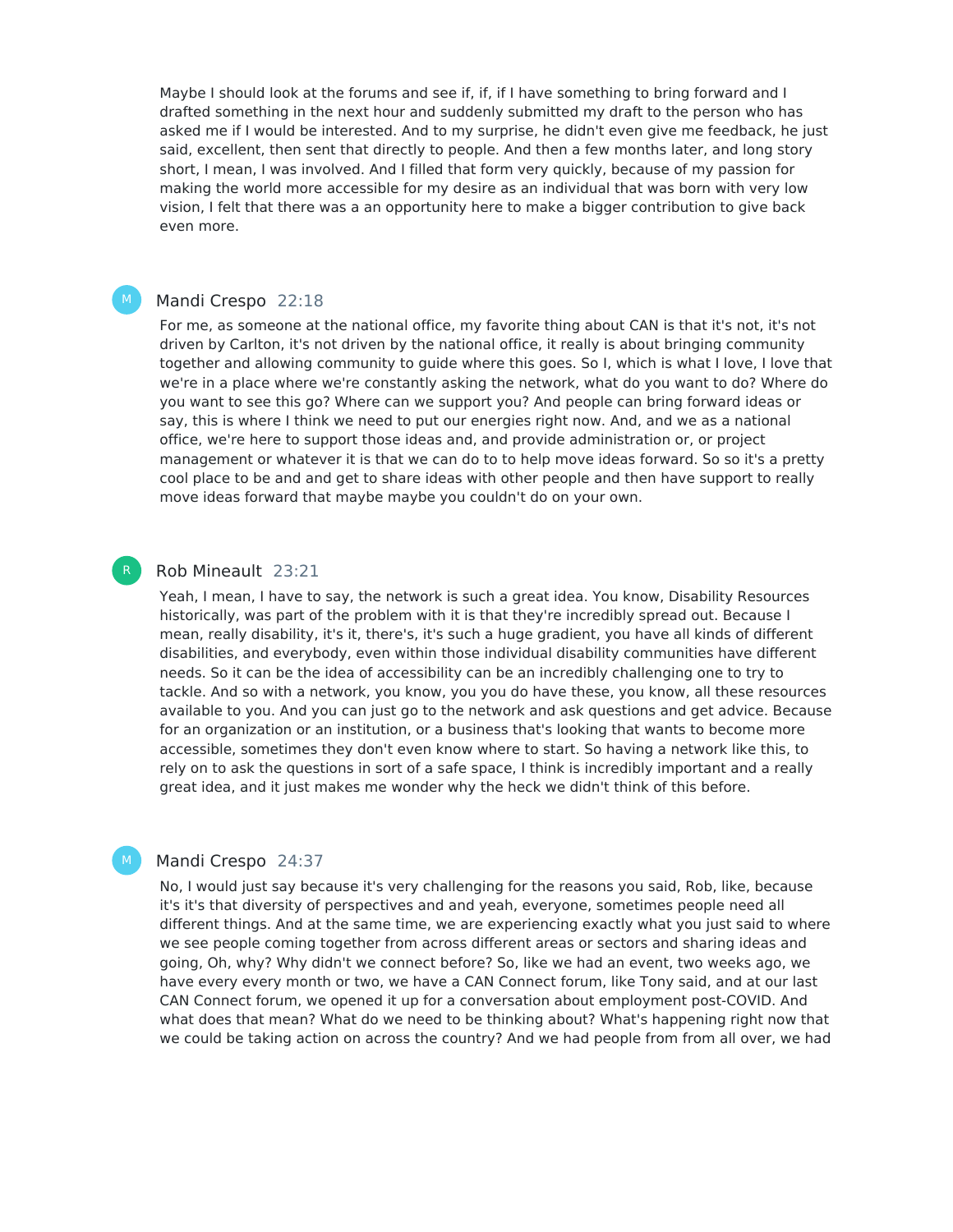Maybe I should look at the forums and see if, if, if I have something to bring forward and I drafted something in the next hour and suddenly submitted my draft to the person who has asked me if I would be interested. And to my surprise, he didn't even give me feedback, he just said, excellent, then sent that directly to people. And then a few months later, and long story short, I mean, I was involved. And I filled that form very quickly, because of my passion for making the world more accessible for my desire as an individual that was born with very low vision, I felt that there was a an opportunity here to make a bigger contribution to give back even more.

**Mandi Crespo** 22:18

For me, as someone at the national office, my favorite thing about CAN is that it's not, it's not driven by Carlton, it's not driven by the national office, it really is about bringing community together and allowing community to guide where this goes. So I, which is what I love, I love that we're in a place where we're constantly asking the network, what do you want to do? Where do you want to see this go? Where can we support you? And people can bring forward ideas or say, this is where I think we need to put our energies right now. And, and we as a national office, we're here to support those ideas and, and provide administration or, or project management or whatever it is that we can do to to help move ideas forward. So so it's a pretty cool place to be and and get to share ideas with other people and then have support to really move ideas forward that maybe maybe you couldn't do on your own.

**Rob Mineault** 23:21

Yeah, I mean, I have to say, the network is such a great idea. You know, Disability Resources historically, was part of the problem with it is that they're incredibly spread out. Because I mean, really disability, it's it, there's, it's such a huge gradient, you have all kinds of different disabilities, and everybody, even within those individual disability communities have different needs. So it can be the idea of accessibility can be an incredibly challenging one to try to tackle. And so with a network, you know, you you do have these, you know, all these resources available to you. And you can just go to the network and ask questions and get advice. Because for an organization or an institution, or a business that's looking that wants to become more accessible, sometimes they don't even know where to start. So having a network like this, to rely on to ask the questions in sort of a safe space, I think is incredibly important and a really great idea, and it just makes me wonder why the heck we didn't think of this before.

**Mandi Crespo** 24:37

No, I would just say because it's very challenging for the reasons you said, Rob, like, because it's it's that diversity of perspectives and and yeah, everyone, sometimes people need all different things. And at the same time, we are experiencing exactly what you just said to where we see people coming together from across different areas or sectors and sharing ideas and going, Oh, why? Why didn't we connect before? So, like we had an event, two weeks ago, we have every every month or two, we have a CAN Connect forum, like Tony said, and at our last CAN Connect forum, we opened it up for a conversation about employment post-COVID. And what does that mean? What do we need to be thinking about? What's happening right now that we could be taking action on across the country? And we had people from from all over, we had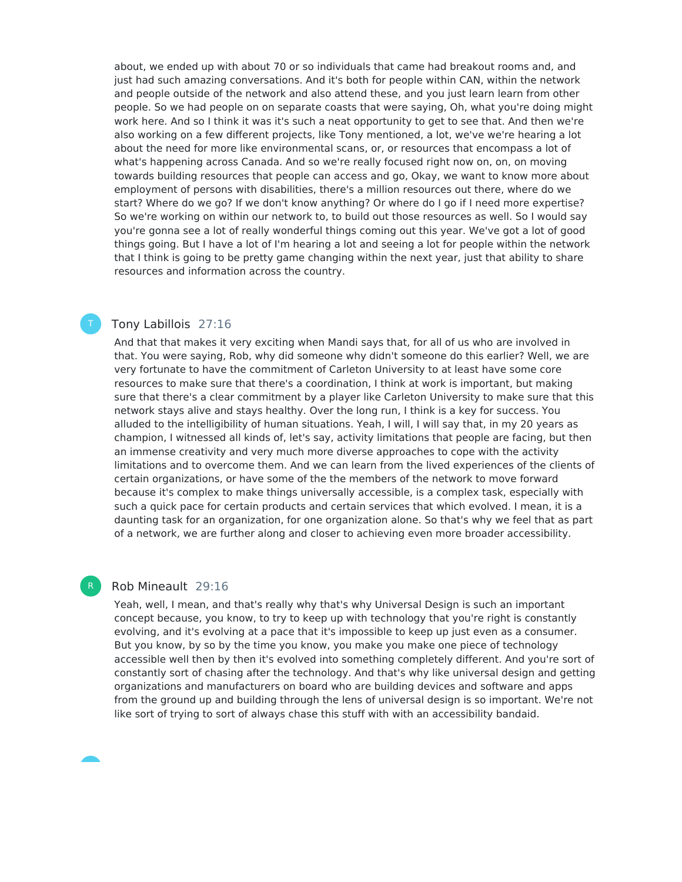about, we ended up with about 70 or so individuals that came had breakout rooms and, and just had such amazing conversations. And it's both for people within CAN, within the network and people outside of the network and also attend these, and you just learn learn from other people. So we had people on on separate coasts that were saying, Oh, what you're doing might work here. And so I think it was it's such a neat opportunity to get to see that. And then we're also working on a few different projects, like Tony mentioned, a lot, we've we're hearing a lot about the need for more like environmental scans, or, or resources that encompass a lot of what's happening across Canada. And so we're really focused right now on, on, on moving towards building resources that people can access and go, Okay, we want to know more about employment of persons with disabilities, there's a million resources out there, where do we start? Where do we go? If we don't know anything? Or where do I go if I need more expertise? So we're working on within our network to, to build out those resources as well. So I would say you're gonna see a lot of really wonderful things coming out this year. We've got a lot of good things going. But I have a lot of I'm hearing a lot and seeing a lot for people within the network that I think is going to be pretty game changing within the next year, just that ability to share resources and information across the country.

**Tony Labillois** 27:16

And that that makes it very exciting when Mandi says that, for all of us who are involved in that. You were saying, Rob, why did someone why didn't someone do this earlier? Well, we are very fortunate to have the commitment of Carleton University to at least have some core resources to make sure that there's a coordination, I think at work is important, but making sure that there's a clear commitment by a player like Carleton University to make sure that this network stays alive and stays healthy. Over the long run, I think is a key for success. You alluded to the intelligibility of human situations. Yeah, I will, I will say that, in my 20 years as champion, I witnessed all kinds of, let's say, activity limitations that people are facing, but then an immense creativity and very much more diverse approaches to cope with the activity limitations and to overcome them. And we can learn from the lived experiences of the clients of certain organizations, or have some of the the members of the network to move forward because it's complex to make things universally accessible, is a complex task, especially with such a quick pace for certain products and certain services that which evolved. I mean, it is a daunting task for an organization, for one organization alone. So that's why we feel that as part of a network, we are further along and closer to achieving even more broader accessibility.

**Rob Mineault** 29:16

Yeah, well, I mean, and that's really why that's why Universal Design is such an important concept because, you know, to try to keep up with technology that you're right is constantly evolving, and it's evolving at a pace that it's impossible to keep up just even as a consumer. But you know, by so by the time you know, you make you make one piece of technology accessible well then by then it's evolved into something completely different. And you're sort of constantly sort of chasing after the technology. And that's why like universal design and getting organizations and manufacturers on board who are building devices and software and apps from the ground up and building through the lens of universal design is so important. We're not like sort of trying to sort of always chase this stuff with with an accessibility bandaid.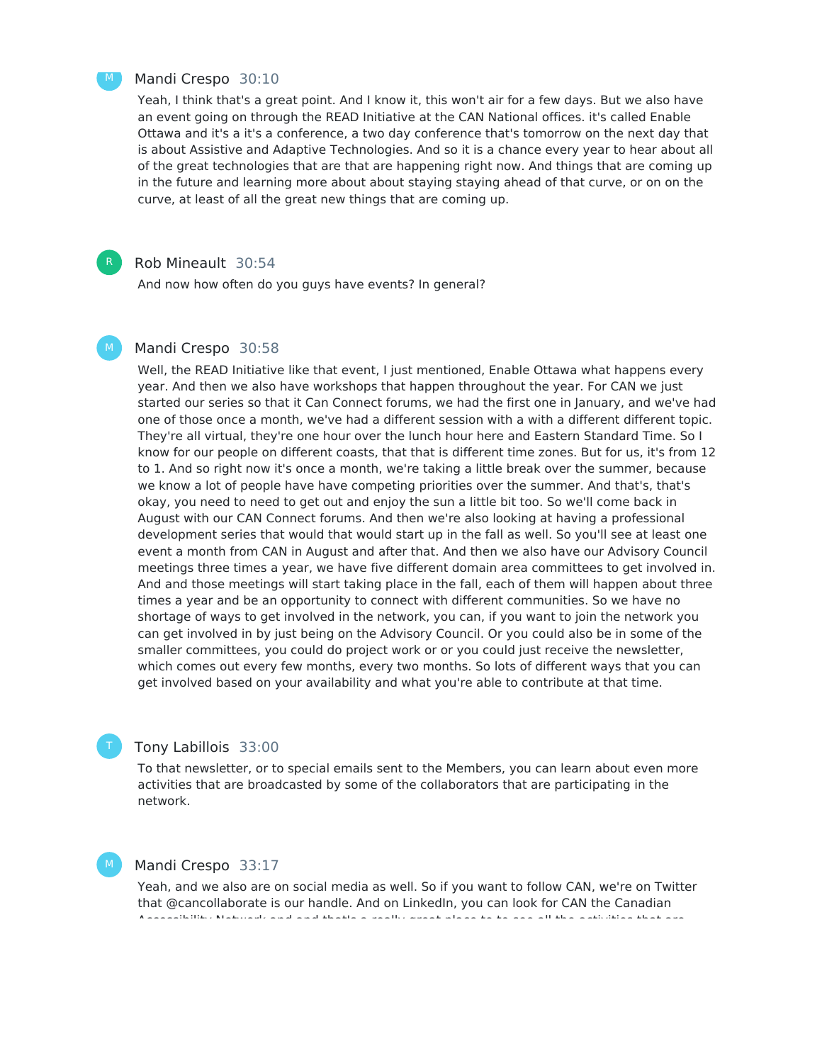Mandi Crespo 30:10

Yeah, I think that's a great point. And I know it, this won't air for a few days. But we also have an event going on through the READ Initiative at the CAN National offices. it's called Enable Ottawa and it's a it's a conference, a two day conference that's tomorrow on the next day that is about Assistive and Adaptive Technologies. And so it is a chance every year to hear about all of the great technologies that are that are happening right now. And things that are coming up in the future and learning more about about staying staying ahead of that curve, or on on the curve, at least of all the great new things that are coming up.

Rob Mineault 30:54

And now how often do you guys have events? In general?

Mandi Crespo 30:58

Well, the READ Initiative like that event, I just mentioned, Enable Ottawa what happens every year. And then we also have workshops that happen throughout the year. For CAN we just started our series so that it Can Connect forums, we had the first one in January, and we've had one of those once a month, we've had a different session with a with a different different topic. They're all virtual, they're one hour over the lunch hour here and Eastern Standard Time. So I know for our people on different coasts, that that is different time zones. But for us, it's from 12 to 1. And so right now it's once a month, we're taking a little break over the summer, because we know a lot of people have have competing priorities over the summer. And that's, that's okay, you need to need to get out and enjoy the sun a little bit too. So we'll come back in August with our CAN Connect forums. And then we're also looking at having a professional development series that would that would start up in the fall as well. So you'll see at least one event a month from CAN in August and after that. And then we also have our Advisory Council meetings three times a year, we have five different domain area committees to get involved in. And and those meetings will start taking place in the fall, each of them will happen about three times a year and be an opportunity to connect with different communities. So we have no shortage of ways to get involved in the network, you can, if you want to join the network you can get involved in by just being on the Advisory Council. Or you could also be in some of the smaller committees, you could do project work or or you could just receive the newsletter, which comes out every few months, every two months. So lots of different ways that you can get involved based on your availability and what you're able to contribute at that time.

Tony Labillois 33:00

To that newsletter, or to special emails sent to the Members, you can learn about even more activities that are broadcasted by some of the collaborators that are participating in the network.

Mandi Crespo 33:17

Yeah, and we also are on social media as well. So if you want to follow CAN, we're on Twitter that @cancollaborate is our handle. And on LinkedIn, you can look for CAN the Canadian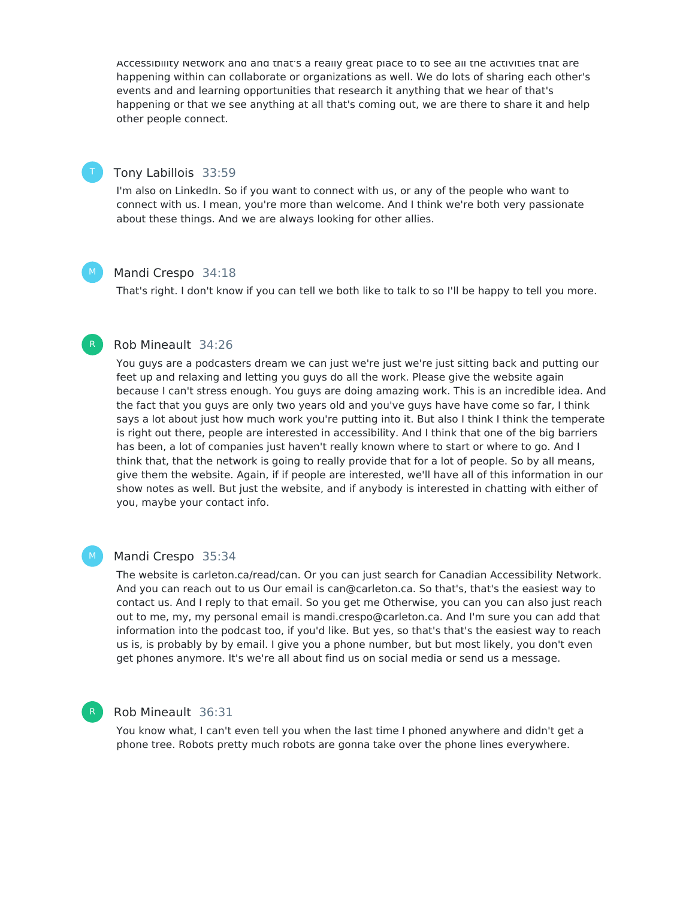Accessibility Network and and that's a really great place to to see all the activities that are happening within can collaborate or organizations as well. We do lots of sharing each other's events and and learning opportunities that research it anything that we hear of that's happening or that we see anything at all that's coming out, we are there to share it and help other people connect.

**Tony Labillois** 33:59

I'm also on LinkedIn. So if you want to connect with us, or any of the people who want to connect with us. I mean, you're more than welcome. And I think we're both very passionate about these things. And we are always looking for other allies.

**Mandi Crespo** 34:18

That's right. I don't know if you can tell we both like to talk to so I'll be happy to tell you more.

**Rob Mineault** 34:26

You guys are a podcasters dream we can just we're just we're just sitting back and putting our feet up and relaxing and letting you guys do all the work. Please give the website again because I can't stress enough. You guys are doing amazing work. This is an incredible idea. And the fact that you guys are only two years old and you've guys have have come so far, I think says a lot about just how much work you're putting into it. But also I think I think the temperate is right out there, people are interested in accessibility. And I think that one of the big barriers has been, a lot of companies just haven't really known where to start or where to go. And I think that, that the network is going to really provide that for a lot of people. So by all means, give them the website. Again, if if people are interested, we'll have all of this information in our show notes as well. But just the website, and if anybody is interested in chatting with either of you, maybe your contact info.

**Mandi Crespo** 35:34

The website is carleton.ca/read/can. Or you can just search for Canadian Accessibility Network. And you can reach out to us Our email is can@carleton.ca. So that's, that's the easiest way to contact us. And I reply to that email. So you get me Otherwise, you can you can also just reach out to me, my, my personal email is mandi.crespo@carleton.ca. And I'm sure you can add that information into the podcast too, if you'd like. But yes, so that's that's the easiest way to reach us is, is probably by by email. I give you a phone number, but but most likely, you don't even get phones anymore. It's we're all about find us on social media or send us a message.

**Rob Mineault** 36:31

You know what, I can't even tell you when the last time I phoned anywhere and didn't get a phone tree. Robots pretty much robots are gonna take over the phone lines everywhere.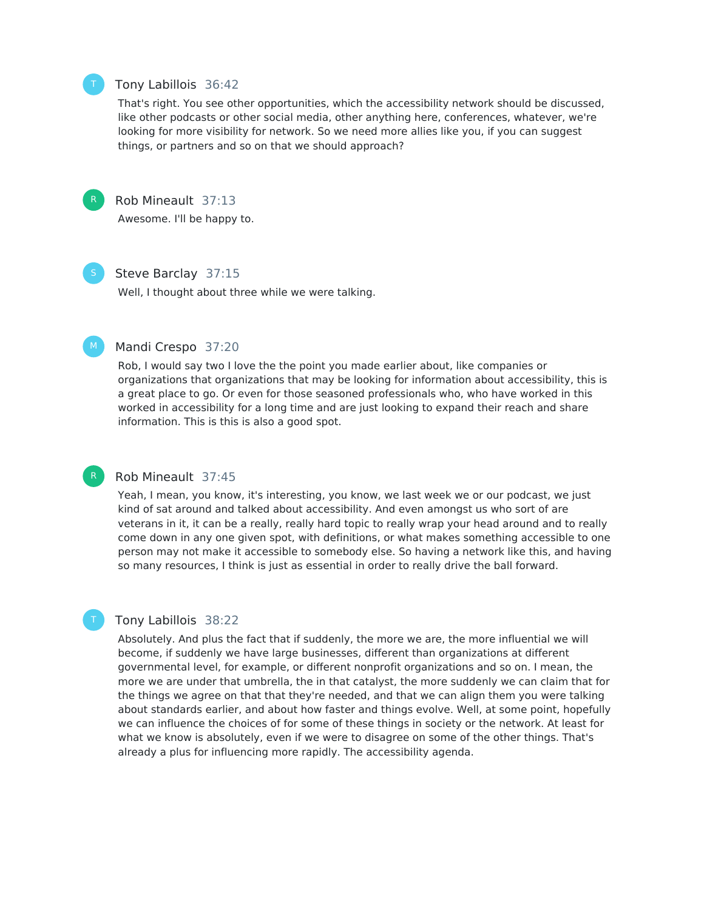Tony Labillois 36:42

That's right. You see other opportunities, which the accessibility network should be discussed, like other podcasts or other social media, other anything here, conferences, whatever, we're looking for more visibility for network. So we need more allies like you, if you can suggest things, or partners and so on that we should approach?

Rob Mineault 37:13

Awesome. I'll be happy to.

Steve Barclay 37:15

Well, I thought about three while we were talking.

Mandi Crespo 37:20

Rob, I would say two I love the the point you made earlier about, like companies or organizations that organizations that may be looking for information about accessibility, this is a great place to go. Or even for those seasoned professionals who, who have worked in this worked in accessibility for a long time and are just looking to expand their reach and share information. This is this is also a good spot.

Rob Mineault 37:45

Yeah, I mean, you know, it's interesting, you know, we last week we or our podcast, we just kind of sat around and talked about accessibility. And even amongst us who sort of are veterans in it, it can be a really, really hard topic to really wrap your head around and to really come down in any one given spot, with definitions, or what makes something accessible to one person may not make it accessible to somebody else. So having a network like this, and having so many resources, I think is just as essential in order to really drive the ball forward.

Tony Labillois 38:22

Absolutely. And plus the fact that if suddenly, the more we are, the more influential we will become, if suddenly we have large businesses, different than organizations at different governmental level, for example, or different nonprofit organizations and so on. I mean, the more we are under that umbrella, the in that catalyst, the more suddenly we can claim that for the things we agree on that that they're needed, and that we can align them you were talking about standards earlier, and about how faster and things evolve. Well, at some point, hopefully we can influence the choices of for some of these things in society or the network. At least for what we know is absolutely, even if we were to disagree on some of the other things. That's already a plus for influencing more rapidly. The accessibility agenda.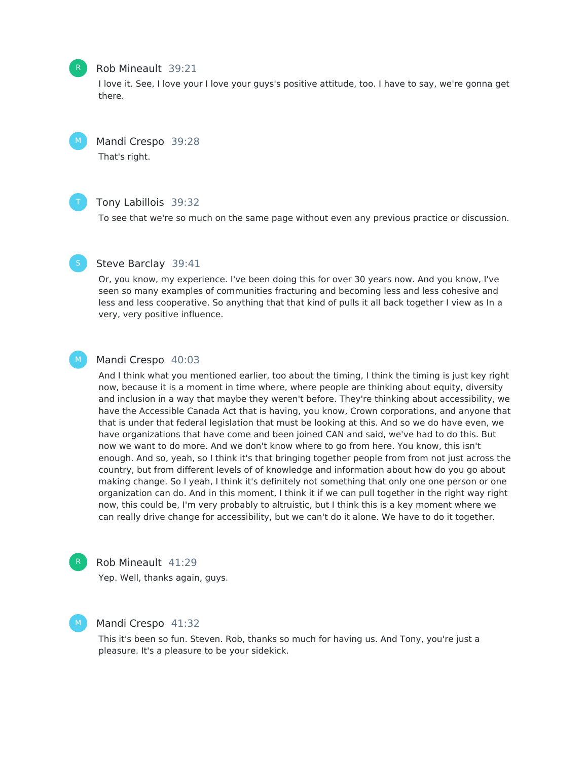Rob Mineault 39:21

I love it. See, I love your I love your guys's positive attitude, too. I have to say, we're gonna get there.

Mandi Crespo 39:28

That's right.

Tony Labillois 39:32

To see that we're so much on the same page without even any previous practice or discussion.

Steve Barclay 39:41

Or, you know, my experience. I've been doing this for over 30 years now. And you know, I've seen so many examples of communities fracturing and becoming less and less cohesive and less and less cooperative. So anything that that kind of pulls it all back together I view as In a very, very positive influence.

Mandi Crespo 40:03

And I think what you mentioned earlier, too about the timing, I think the timing is just key right now, because it is a moment in time where, where people are thinking about equity, diversity and inclusion in a way that maybe they weren't before. They're thinking about accessibility, we have the Accessible Canada Act that is having, you know, Crown corporations, and anyone that that is under that federal legislation that must be looking at this. And so we do have even, we have organizations that have come and been joined CAN and said, we've had to do this. But now we want to do more. And we don't know where to go from here. You know, this isn't enough. And so, yeah, so I think it's that bringing together people from from not just across the country, but from different levels of of knowledge and information about how do you go about making change. So I yeah, I think it's definitely not something that only one one person or one organization can do. And in this moment, I think it if we can pull together in the right way right now, this could be, I'm very probably to altruistic, but I think this is a key moment where we can really drive change for accessibility, but we can't do it alone. We have to do it together.

Rob Mineault 41:29

Yep. Well, thanks again, guys.

Mandi Crespo 41:32

This it's been so fun. Steven. Rob, thanks so much for having us. And Tony, you're just a pleasure. It's a pleasure to be your sidekick.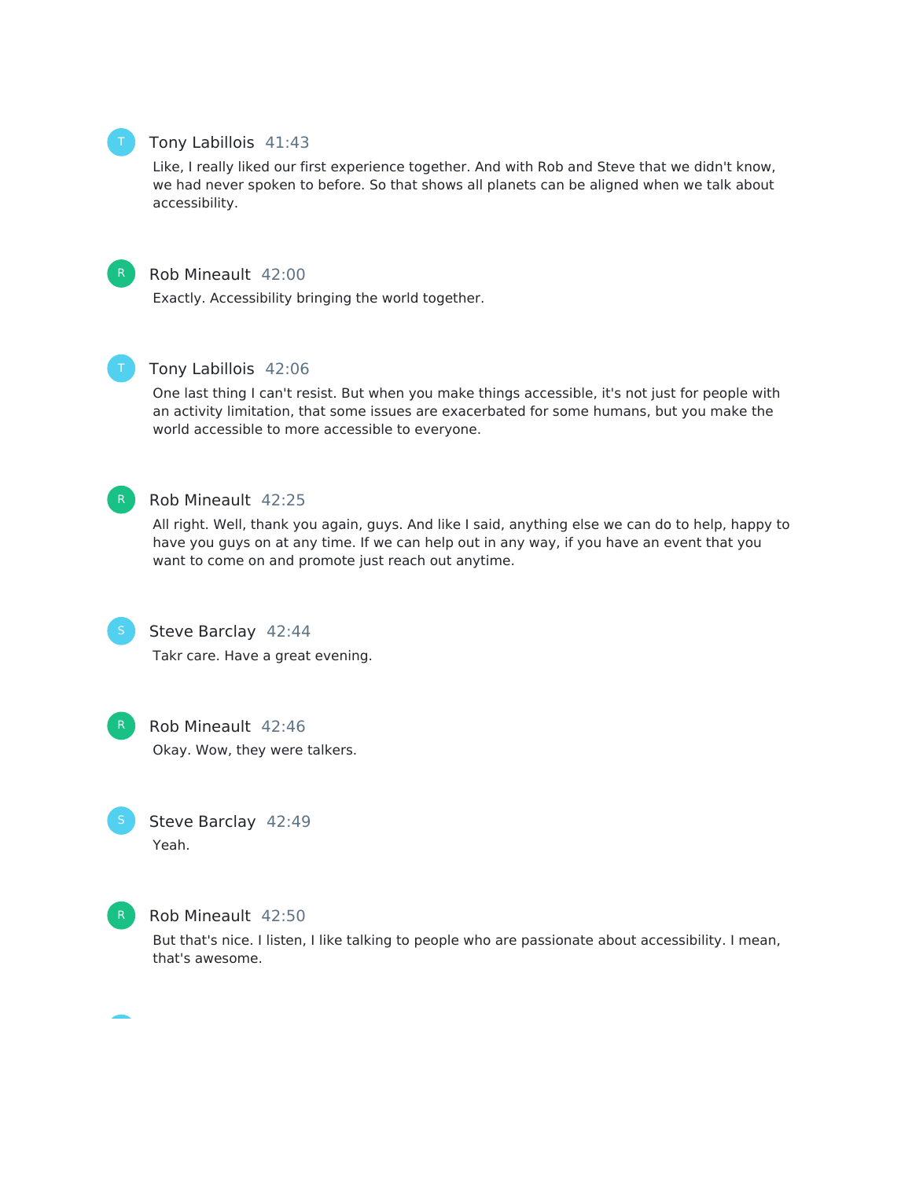**Tony Labillois** 41:43

Like, I really liked our first experience together. And with Rob and Steve that we didn't know, we had never spoken to before. So that shows all planets can be aligned when we talk about accessibility.

**Rob Mineault** 42:00

Exactly. Accessibility bringing the world together.

**Tony Labillois** 42:06

One last thing I can't resist. But when you make things accessible, it's not just for people with an activity limitation, that some issues are exacerbated for some humans, but you make the world accessible to more accessible to everyone.

**Rob Mineault** 42:25

All right. Well, thank you again, guys. And like I said, anything else we can do to help, happy to have you guys on at any time. If we can help out in any way, if you have an event that you want to come on and promote just reach out anytime.

**Steve Barclay** 42:44

Takr care. Have a great evening.

**Rob Mineault** 42:46

Okay. Wow, they were talkers.

**Steve Barclay** 42:49

Yeah.

**Rob Mineault** 42:50

But that's nice. I listen, I like talking to people who are passionate about accessibility. I mean, that's awesome.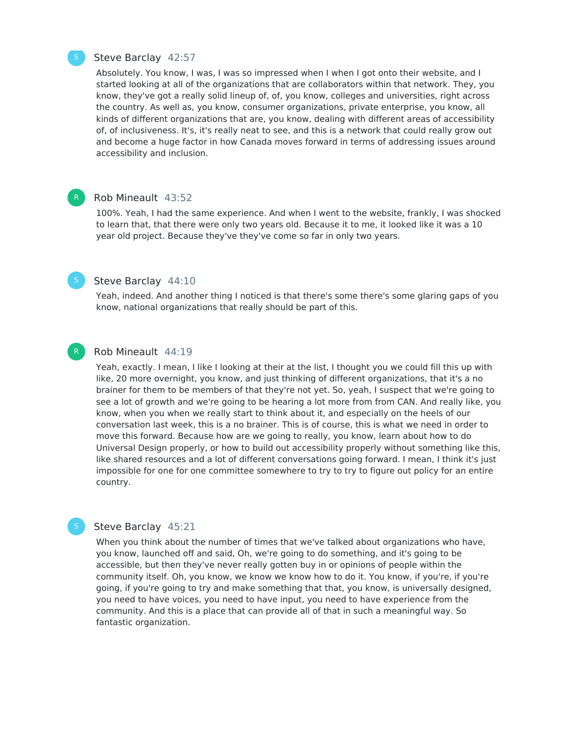Steve Barclay 42:57

Absolutely. You know, I was, I was so impressed when I when I got onto their website, and I started looking at all of the organizations that are collaborators within that network. They, you know, they've got a really solid lineup of, of, you know, colleges and universities, right across the country. As well as, you know, consumer organizations, private enterprise, you know, all kinds of different organizations that are, you know, dealing with different areas of accessibility of, of inclusiveness. It's, it's really neat to see, and this is a network that could really grow out and become a huge factor in how Canada moves forward in terms of addressing issues around accessibility and inclusion.

Rob Mineault 43:52

100%. Yeah, I had the same experience. And when I went to the website, frankly, I was shocked to learn that, that there were only two years old. Because it to me, it looked like it was a 10 year old project. Because they've they've come so far in only two years.

Steve Barclay 44:10

Yeah, indeed. And another thing I noticed is that there's some there's some glaring gaps of you know, national organizations that really should be part of this.

Rob Mineault 44:19

Yeah, exactly. I mean, I like I looking at their at the list, I thought you we could fill this up with like, 20 more overnight, you know, and just thinking of different organizations, that it's a no brainer for them to be members of that they're not yet. So, yeah, I suspect that we're going to see a lot of growth and we're going to be hearing a lot more from from CAN. And really like, you know, when you when we really start to think about it, and especially on the heels of our conversation last week, this is a no brainer. This is of course, this is what we need in order to move this forward. Because how are we going to really, you know, learn about how to do Universal Design properly, or how to build out accessibility properly without something like this, like shared resources and a lot of different conversations going forward. I mean, I think it's just impossible for one for one committee somewhere to try to try to figure out policy for an entire country.

Steve Barclay 45:21

When you think about the number of times that we've talked about organizations who have, you know, launched off and said, Oh, we're going to do something, and it's going to be accessible, but then they've never really gotten buy in or opinions of people within the community itself. Oh, you know, we know we know how to do it. You know, if you're, if you're going, if you're going to try and make something that that, you know, is universally designed, you need to have voices, you need to have input, you need to have experience from the community. And this is a place that can provide all of that in such a meaningful way. So fantastic organization.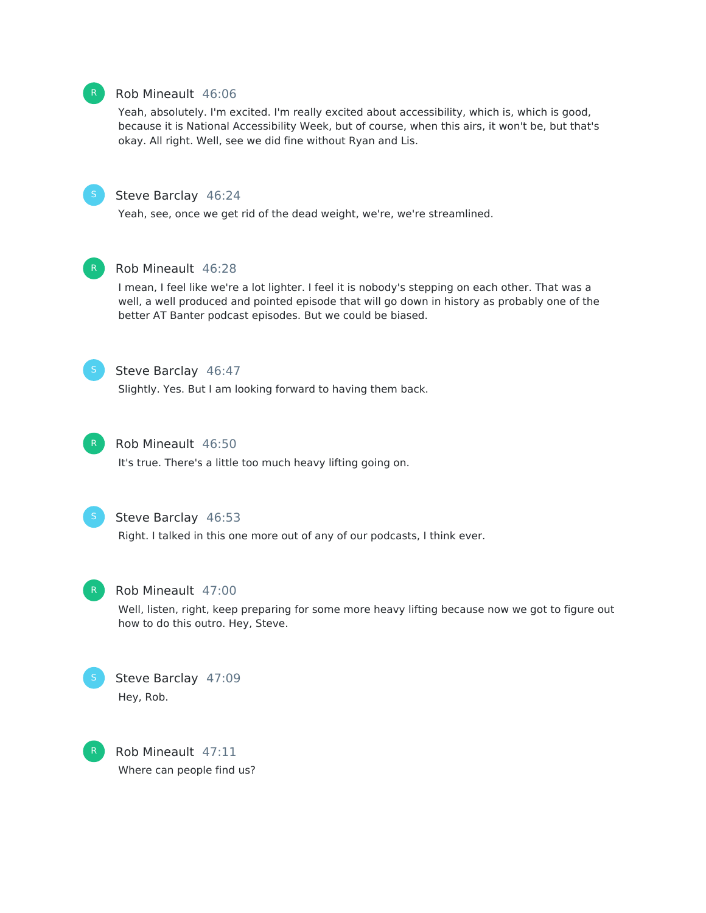**Rob Mineault** 46:06

Yeah, absolutely. I'm excited. I'm really excited about accessibility, which is, which is good, because it is National Accessibility Week, but of course, when this airs, it won't be, but that's okay. All right. Well, see we did fine without Ryan and Lis.

**Steve Barclay** 46:24

Yeah, see, once we get rid of the dead weight, we're, we're streamlined.

**Rob Mineault** 46:28

I mean, I feel like we're a lot lighter. I feel it is nobody's stepping on each other. That was a well, a well produced and pointed episode that will go down in history as probably one of the better AT Banter podcast episodes. But we could be biased.

**Steve Barclay** 46:47

Slightly. Yes. But I am looking forward to having them back.

**Rob Mineault** 46:50

It's true. There's a little too much heavy lifting going on.

**Steve Barclay** 46:53

Right. I talked in this one more out of any of our podcasts, I think ever.

**Rob Mineault** 47:00

Well, listen, right, keep preparing for some more heavy lifting because now we got to figure out how to do this outro. Hey, Steve.

**Steve Barclay** 47:09

Hey, Rob.

**Rob Mineault** 47:11

Where can people find us?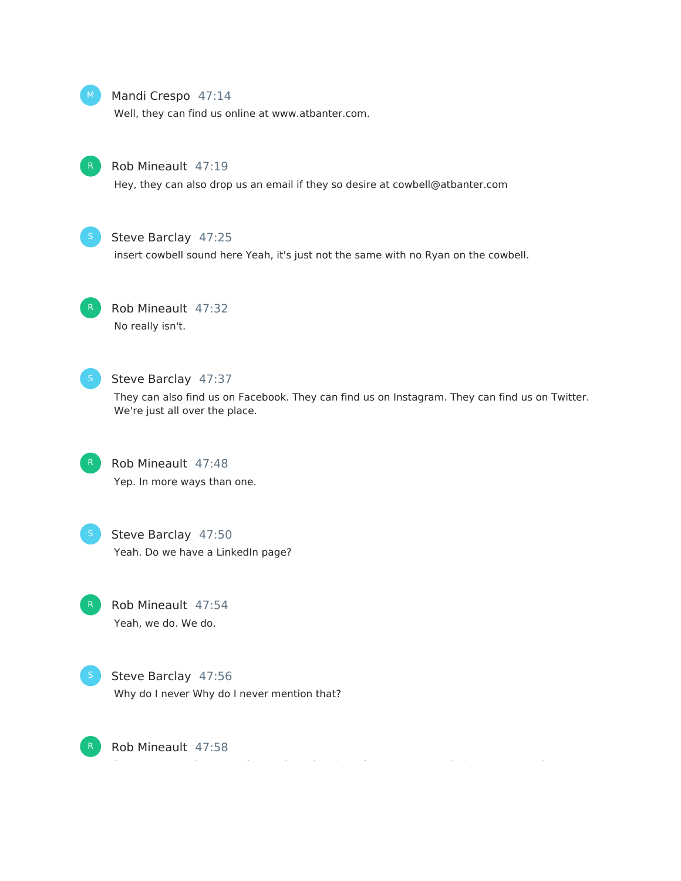Mandi Crespo 47:14

Well, they can find us online at www.atbanter.com.

Rob Mineault 47:19

Hey, they can also drop us an email if they so desire at cowbell@atbanter.com

Steve Barclay 47:25

insert cowbell sound here Yeah, it's just not the same with no Ryan on the cowbell.

Rob Mineault 47:32

No really isn't.

Steve Barclay 47:37

They can also find us on Facebook. They can find us on Instagram. They can find us on Twitter. We're just all over the place.

Rob Mineault 47:48

Yep. In more ways than one.

Steve Barclay 47:50

Yeah. Do we have a LinkedIn page?

Rob Mineault 47:54

Yeah, we do. We do.

Steve Barclay 47:56

Why do I never Why do I never mention that?

Rob Mineault 47:58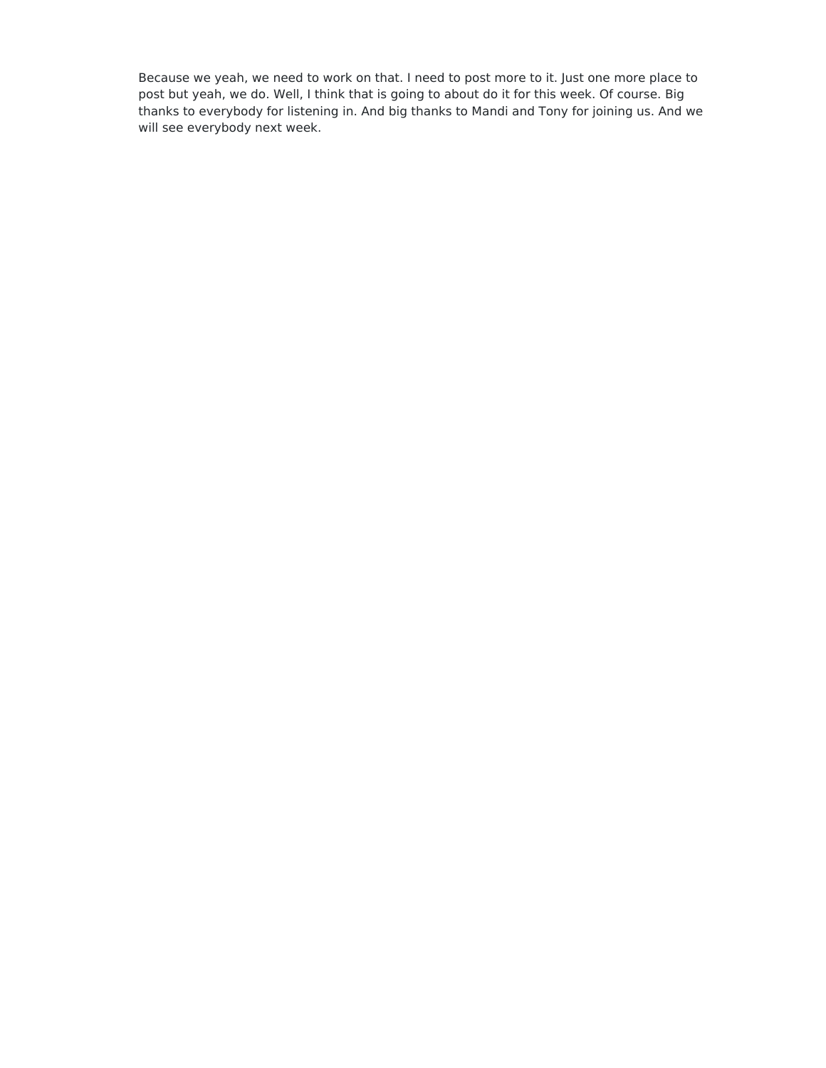Because we yeah, we need to work on that. I need to post more to it. Just one more place to post but yeah, we do. Well, I think that is going to about do it for this week. Of course. Big thanks to everybody for listening in. And big thanks to Mandi and Tony for joining us. And we will see everybody next week.